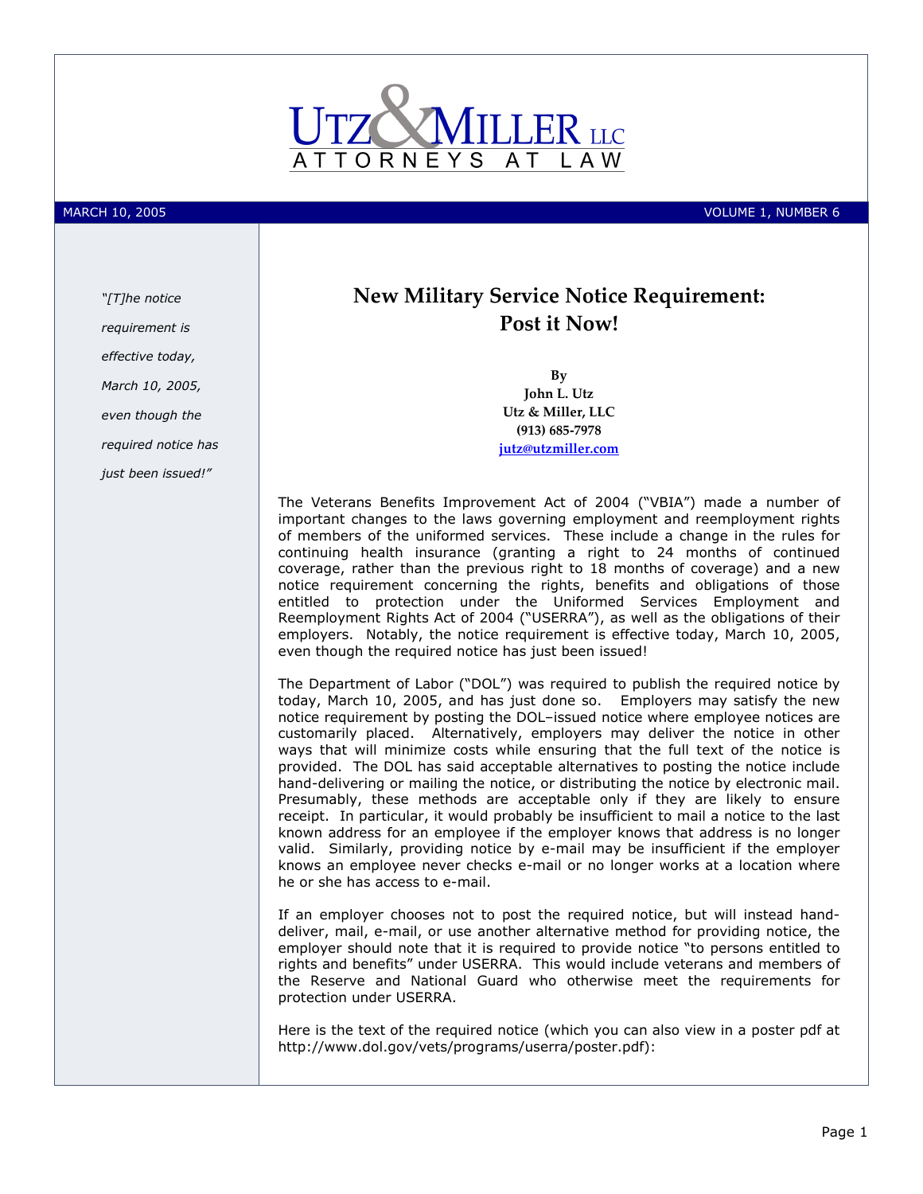# Utz & Miller LLC

ATTORNEYS AT LAW

MARCH 10, 2005 VOLUME 1, NUMBER 6

*"[T]he notice requirement is effective today, March 10, 2005, even though the required notice has just been issued!"*

## New Military Service Notice Requirement: Post it Now!

**By**
**John L. Utz**
**Utz & Miller, LLC**
**(913) 685-7978**
**jutz@utzmiller.com**

The Veterans Benefits Improvement Act of 2004 ("VBIA") made a number of important changes to the laws governing employment and reemployment rights of members of the uniformed services. These include a change in the rules for continuing health insurance (granting a right to 24 months of continued coverage, rather than the previous right to 18 months of coverage) and a new notice requirement concerning the rights, benefits and obligations of those entitled to protection under the Uniformed Services Employment and Reemployment Rights Act of 2004 ("USERRA"), as well as the obligations of their employers. Notably, the notice requirement is effective today, March 10, 2005, even though the required notice has just been issued!

The Department of Labor ("DOL") was required to publish the required notice by today, March 10, 2005, and has just done so. Employers may satisfy the new notice requirement by posting the DOL–issued notice where employee notices are customarily placed. Alternatively, employers may deliver the notice in other ways that will minimize costs while ensuring that the full text of the notice is provided. The DOL has said acceptable alternatives to posting the notice include hand-delivering or mailing the notice, or distributing the notice by electronic mail. Presumably, these methods are acceptable only if they are likely to ensure receipt. In particular, it would probably be insufficient to mail a notice to the last known address for an employee if the employer knows that address is no longer valid. Similarly, providing notice by e-mail may be insufficient if the employer knows an employee never checks e-mail or no longer works at a location where he or she has access to e-mail.

If an employer chooses not to post the required notice, but will instead hand-deliver, mail, e-mail, or use another alternative method for providing notice, the employer should note that it is required to provide notice "to persons entitled to rights and benefits" under USERRA. This would include veterans and members of the Reserve and National Guard who otherwise meet the requirements for protection under USERRA.

Here is the text of the required notice (which you can also view in a poster pdf at http://www.dol.gov/vets/programs/userra/poster.pdf):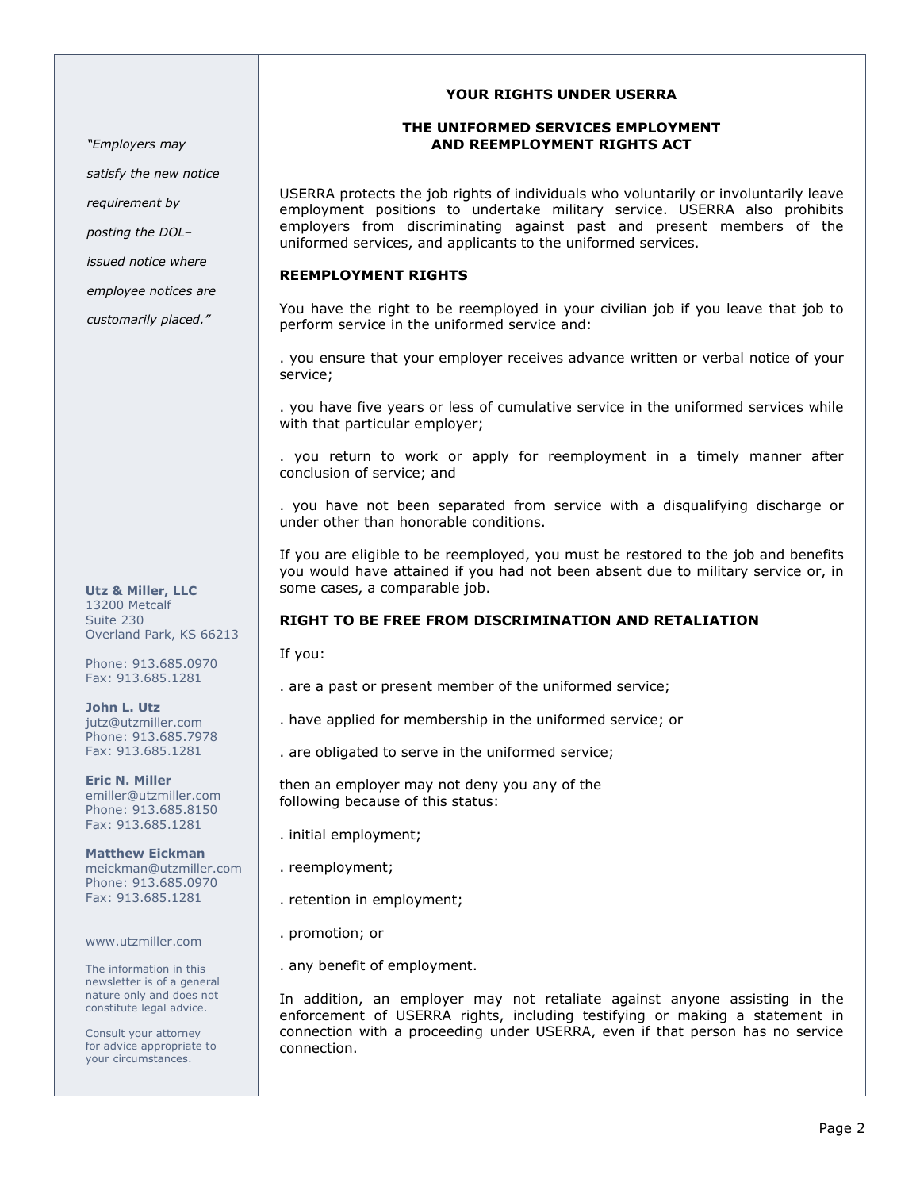*"Employers may satisfy the new notice requirement by posting the DOL–issued notice where employee notices are customarily placed."*

## YOUR RIGHTS UNDER USERRA

## THE UNIFORMED SERVICES EMPLOYMENT AND REEMPLOYMENT RIGHTS ACT

USERRA protects the job rights of individuals who voluntarily or involuntarily leave employment positions to undertake military service. USERRA also prohibits employers from discriminating against past and present members of the uniformed services, and applicants to the uniformed services.

### REEMPLOYMENT RIGHTS

You have the right to be reemployed in your civilian job if you leave that job to perform service in the uniformed service and:

. you ensure that your employer receives advance written or verbal notice of your service;

. you have five years or less of cumulative service in the uniformed services while with that particular employer;

. you return to work or apply for reemployment in a timely manner after conclusion of service; and

. you have not been separated from service with a disqualifying discharge or under other than honorable conditions.

If you are eligible to be reemployed, you must be restored to the job and benefits you would have attained if you had not been absent due to military service or, in some cases, a comparable job.

### RIGHT TO BE FREE FROM DISCRIMINATION AND RETALIATION

If you:

. are a past or present member of the uniformed service;

. have applied for membership in the uniformed service; or

. are obligated to serve in the uniformed service;

then an employer may not deny you any of the following because of this status:

. initial employment;

. reemployment;

. retention in employment;

. promotion; or

. any benefit of employment.

In addition, an employer may not retaliate against anyone assisting in the enforcement of USERRA rights, including testifying or making a statement in connection with a proceeding under USERRA, even if that person has no service connection.

**Utz & Miller, LLC**
13200 Metcalf
Suite 230
Overland Park, KS 66213

Phone: 913.685.0970
Fax: 913.685.1281

**John L. Utz**
jutz@utzmiller.com
Phone: 913.685.7978
Fax: 913.685.1281

**Eric N. Miller**
emiller@utzmiller.com
Phone: 913.685.8150
Fax: 913.685.1281

**Matthew Eickman**
meickman@utzmiller.com
Phone: 913.685.0970
Fax: 913.685.1281

www.utzmiller.com

The information in this newsletter is of a general nature only and does not constitute legal advice.

Consult your attorney for advice appropriate to your circumstances.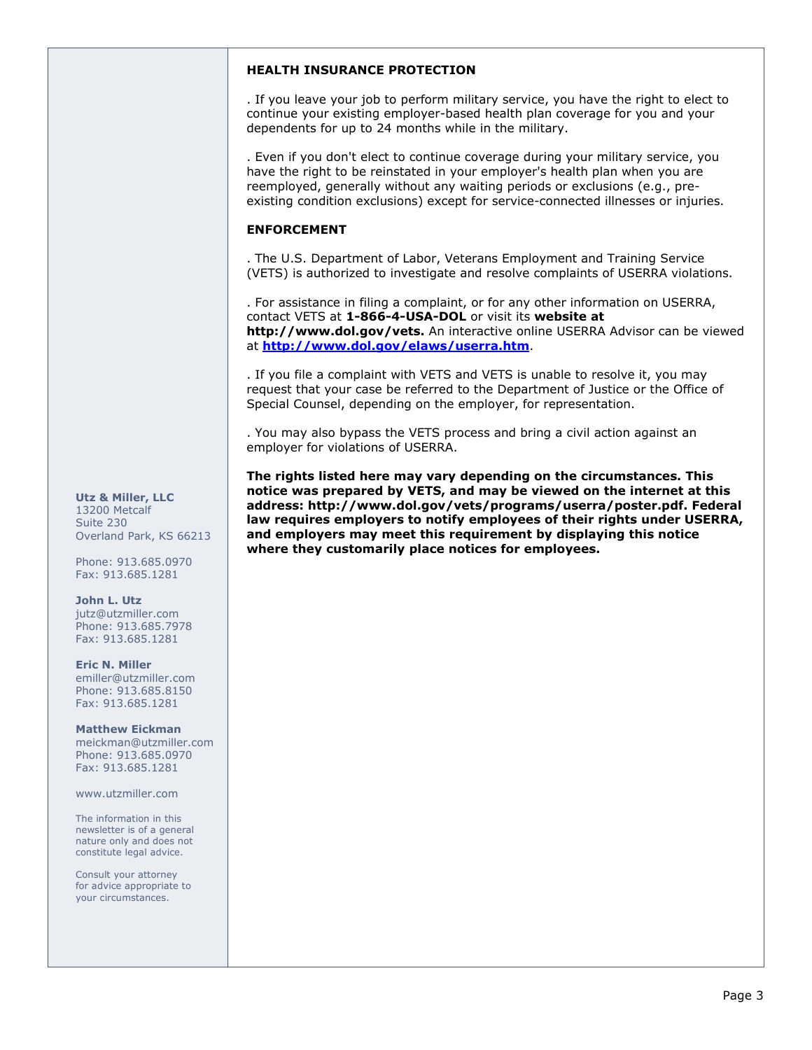## HEALTH INSURANCE PROTECTION

. If you leave your job to perform military service, you have the right to elect to continue your existing employer-based health plan coverage for you and your dependents for up to 24 months while in the military.

. Even if you don't elect to continue coverage during your military service, you have the right to be reinstated in your employer's health plan when you are reemployed, generally without any waiting periods or exclusions (e.g., pre-existing condition exclusions) except for service-connected illnesses or injuries.

## ENFORCEMENT

. The U.S. Department of Labor, Veterans Employment and Training Service (VETS) is authorized to investigate and resolve complaints of USERRA violations.

. For assistance in filing a complaint, or for any other information on USERRA, contact VETS at **1-866-4-USA-DOL** or visit its **website at http://www.dol.gov/vets.** An interactive online USERRA Advisor can be viewed at **[http://www.dol.gov/elaws/userra.htm](http://www.dol.gov/elaws/userra.htm)**.

. If you file a complaint with VETS and VETS is unable to resolve it, you may request that your case be referred to the Department of Justice or the Office of Special Counsel, depending on the employer, for representation.

. You may also bypass the VETS process and bring a civil action against an employer for violations of USERRA.

**The rights listed here may vary depending on the circumstances. This notice was prepared by VETS, and may be viewed on the internet at this address: http://www.dol.gov/vets/programs/userra/poster.pdf. Federal law requires employers to notify employees of their rights under USERRA, and employers may meet this requirement by displaying this notice where they customarily place notices for employees.**

**Utz & Miller, LLC**
13200 Metcalf
Suite 230
Overland Park, KS 66213

Phone: 913.685.0970
Fax: 913.685.1281

**John L. Utz**
jutz@utzmiller.com
Phone: 913.685.7978
Fax: 913.685.1281

**Eric N. Miller**
emiller@utzmiller.com
Phone: 913.685.8150
Fax: 913.685.1281

**Matthew Eickman**
meickman@utzmiller.com
Phone: 913.685.0970
Fax: 913.685.1281

www.utzmiller.com

The information in this newsletter is of a general nature only and does not constitute legal advice.

Consult your attorney for advice appropriate to your circumstances.